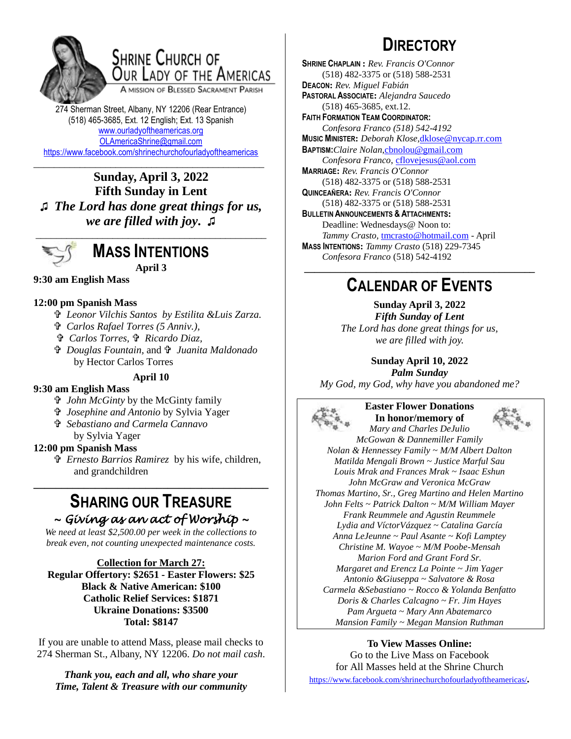# Shrine Church of Our Lady of the Americas

A Mission of Blessed Sacrament Parish

274 Sherman Street, Albany, NY 12206 (Rear Entrance)
(518) 465-3685, Ext. 12 English; Ext. 13 Spanish
www.ourladyoftheamericas.org
OLAmericaShrine@gmail.com
https://www.facebook.com/shrinechurchofourladyoftheamericas

**Sunday, April 3, 2022**
**Fifth Sunday in Lent**
♫ ***The Lord has done great things for us, we are filled with joy.*** ♫

## Mass Intentions

**April 3**

**9:30 am English Mass**

**12:00 pm Spanish Mass**

- ✞ *Leonor Vilchis Santos* by *Estilita &Luis Zarza.*
- ✞ *Carlos Rafael Torres (5 Anniv.),*
- ✞ *Carlos Torres,* ✞ *Ricardo Diaz,*
- ✞ *Douglas Fountain,* and ✞ *Juanita Maldonado* by Hector Carlos Torres

**April 10**

**9:30 am English Mass**

- ✞ *John McGinty* by the McGinty family
- ✞ *Josephine and Antonio* by Sylvia Yager
- ✞ *Sebastiano and Carmela Cannavo* by Sylvia Yager

**12:00 pm Spanish Mass**

- ✞ *Ernesto Barrios Ramirez* by his wife, children, and grandchildren

## Sharing Our Treasure

*~ Giving as an act of Worship ~*

*We need at least $2,500.00 per week in the collections to break even, not counting unexpected maintenance costs.*

**Collection for March 27:**
**Regular Offertory: $2651 - Easter Flowers: $25**
**Black & Native American: $100**
**Catholic Relief Services: $1871**
**Ukraine Donations: $3500**
**Total: $8147**

If you are unable to attend Mass, please mail checks to 274 Sherman St., Albany, NY 12206. *Do not mail cash*.

***Thank you, each and all, who share your Time, Talent & Treasure with our community***

## Directory

**Shrine Chaplain :** *Rev. Francis O'Connor* (518) 482-3375 or (518) 588-2531
**Deacon:** *Rev. Miguel Fabián*
**Pastoral Associate:** *Alejandra Saucedo* (518) 465-3685, ext.12.
**Faith Formation Team Coordinator:** *Confesora Franco (518) 542-4192*
**Music Minister:** *Deborah Klose,*dklose@nycap.rr.com
**Baptism:***Claire Nolan,*cbnolou@gmail.com
*Confesora Franco,* cflovejesus@aol.com
**Marriage:** *Rev. Francis O'Connor* (518) 482-3375 or (518) 588-2531
**Quinceañera:** *Rev. Francis O'Connor* (518) 482-3375 or (518) 588-2531
**Bulletin Announcements & Attachments:** Deadline: Wednesdays@ Noon to: *Tammy Crasto,* tmcrasto@hotmail.com - April
**Mass Intentions:** *Tammy Crasto* (518) 229-7345
*Confesora Franco* (518) 542-4192

## Calendar of Events

**Sunday April 3, 2022**
***Fifth Sunday of Lent***
*The Lord has done great things for us, we are filled with joy.*

**Sunday April 10, 2022**
***Palm Sunday***
*My God, my God, why have you abandoned me?*

**Easter Flower Donations**
**In honor/memory of**
*Mary and Charles DeJulio*
*McGowan & Dannemiller Family*
*Nolan & Hennessey Family ~ M/M Albert Dalton*
*Matilda Mengali Brown ~ Justice Marful Sau*
*Louis Mrak and Frances Mrak ~ Isaac Eshun*
*John McGraw and Veronica McGraw*
*Thomas Martino, Sr., Greg Martino and Helen Martino*
*John Felts ~ Patrick Dalton ~ M/M William Mayer*
*Frank Reummele and Agustin Reummele*
*Lydia and VíctorVázquez ~ Catalina García*
*Anna LeJeunne ~ Paul Asante ~ Kofi Lamptey*
*Christine M. Wayoe ~ M/M Poobe-Mensah*
*Marion Ford and Grant Ford Sr.*
*Margaret and Erencz La Pointe ~ Jim Yager*
*Antonio &Giuseppa ~ Salvatore & Rosa*
*Carmela &Sebastiano ~ Rocco & Yolanda Benfatto*
*Doris & Charles Calcagno ~ Fr. Jim Hayes*
*Pam Argueta ~ Mary Ann Abatemarco*
*Mansion Family ~ Megan Mansion Ruthman*

**To View Masses Online:**
Go to the Live Mass on Facebook for All Masses held at the Shrine Church
https://www.facebook.com/shrinechurchofourladyoftheamericas/.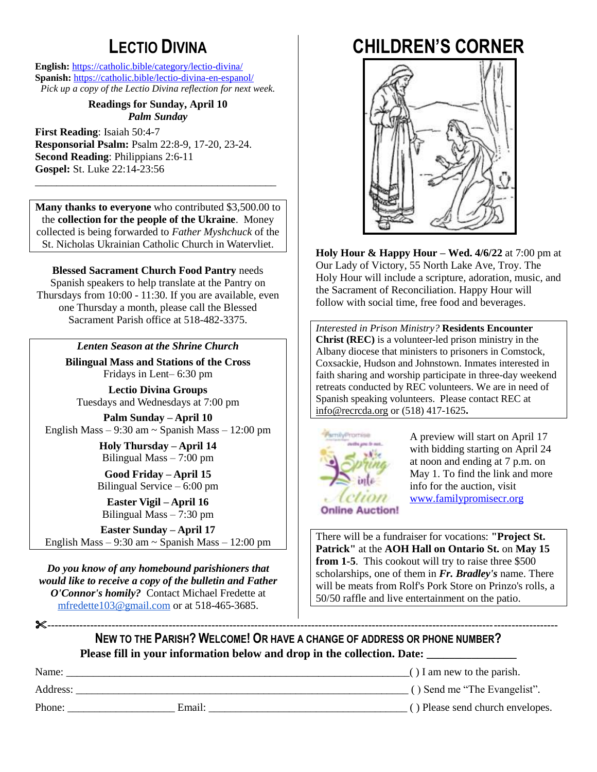# Lectio Divina

**English:** https://catholic.bible/category/lectio-divina/
**Spanish:** https://catholic.bible/lectio-divina-en-espanol/
*Pick up a copy of the Lectio Divina reflection for next week.*

**Readings for Sunday, April 10**
***Palm Sunday***

**First Reading**: Isaiah 50:4-7
**Responsorial Psalm:** Psalm 22:8-9, 17-20, 23-24.
**Second Reading**: Philippians 2:6-11
**Gospel:** St. Luke 22:14-23:56

---

**Many thanks to everyone** who contributed $3,500.00 to the **collection for the people of the Ukraine**. Money collected is being forwarded to *Father Myshchuck* of the St. Nicholas Ukrainian Catholic Church in Watervliet.

**Blessed Sacrament Church Food Pantry** needs Spanish speakers to help translate at the Pantry on Thursdays from 10:00 - 11:30. If you are available, even one Thursday a month, please call the Blessed Sacrament Parish office at 518-482-3375.

***Lenten Season at the Shrine Church***

**Bilingual Mass and Stations of the Cross**
Fridays in Lent– 6:30 pm

**Lectio Divina Groups**
Tuesdays and Wednesdays at 7:00 pm

**Palm Sunday – April 10**
English Mass – 9:30 am ~ Spanish Mass – 12:00 pm

**Holy Thursday – April 14**
Bilingual Mass – 7:00 pm

**Good Friday – April 15**
Bilingual Service – 6:00 pm

**Easter Vigil – April 16**
Bilingual Mass – 7:30 pm

**Easter Sunday – April 17**
English Mass – 9:30 am ~ Spanish Mass – 12:00 pm

***Do you know of any homebound parishioners that would like to receive a copy of the bulletin and Father O'Connor's homily?*** Contact Michael Fredette at mfredette103@gmail.com or at 518-465-3685.

# Children's Corner

**Holy Hour & Happy Hour – Wed. 4/6/22** at 7:00 pm at Our Lady of Victory, 55 North Lake Ave, Troy. The Holy Hour will include a scripture, adoration, music, and the Sacrament of Reconciliation. Happy Hour will follow with social time, free food and beverages.

*Interested in Prison Ministry?* **Residents Encounter Christ (REC)** is a volunteer-led prison ministry in the Albany diocese that ministers to prisoners in Comstock, Coxsackie, Hudson and Johnstown. Inmates interested in faith sharing and worship participate in three-day weekend retreats conducted by REC volunteers. We are in need of Spanish speaking volunteers. Please contact REC at info@recrcda.org or (518) 417-1625**.**

Family Promise invites you to act... Spring into Action Online Auction!

A preview will start on April 17 with bidding starting on April 24 at noon and ending at 7 p.m. on May 1. To find the link and more info for the auction, visit www.familypromisecr.org

There will be a fundraiser for vocations: **"Project St. Patrick"** at the **AOH Hall on Ontario St.** on **May 15 from 1-5**. This cookout will try to raise three $500 scholarships, one of them in ***Fr. Bradley's*** name. There will be meats from Rolf's Pork Store on Prinzo's rolls, a 50/50 raffle and live entertainment on the patio.

---

## New to the Parish? Welcome! Or have a change of address or phone number?

**Please fill in your information below and drop in the collection. Date: _______________**

Name: _______________________________________________________________ ( ) I am new to the parish.

Address: _____________________________________________________________ ( ) Send me "The Evangelist".

Phone: ___________________ Email: ___________________________________ ( ) Please send church envelopes.